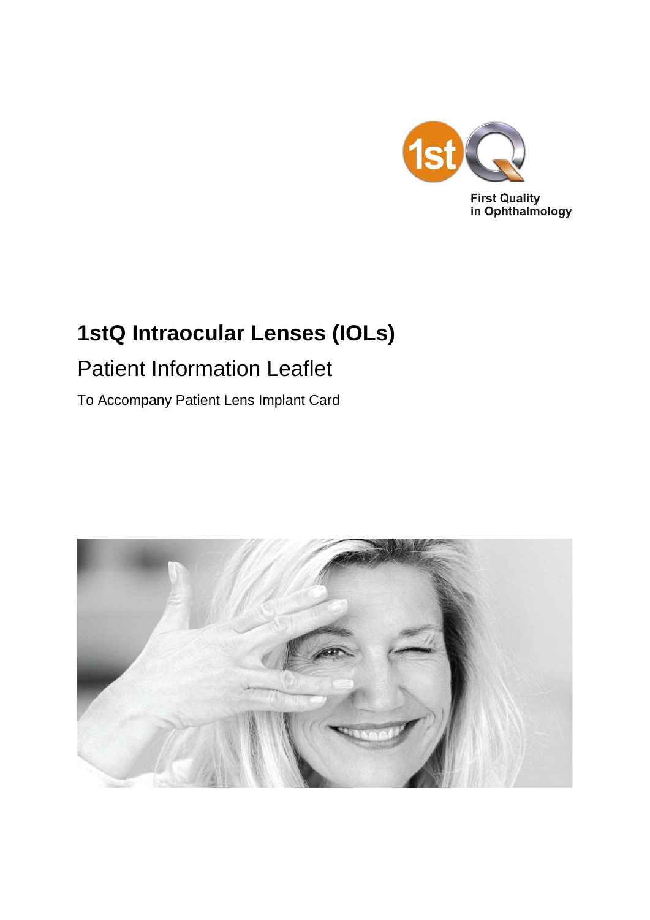First Quality
in Ophthalmology

# 1stQ Intraocular Lenses (IOLs)

## Patient Information Leaflet

To Accompany Patient Lens Implant Card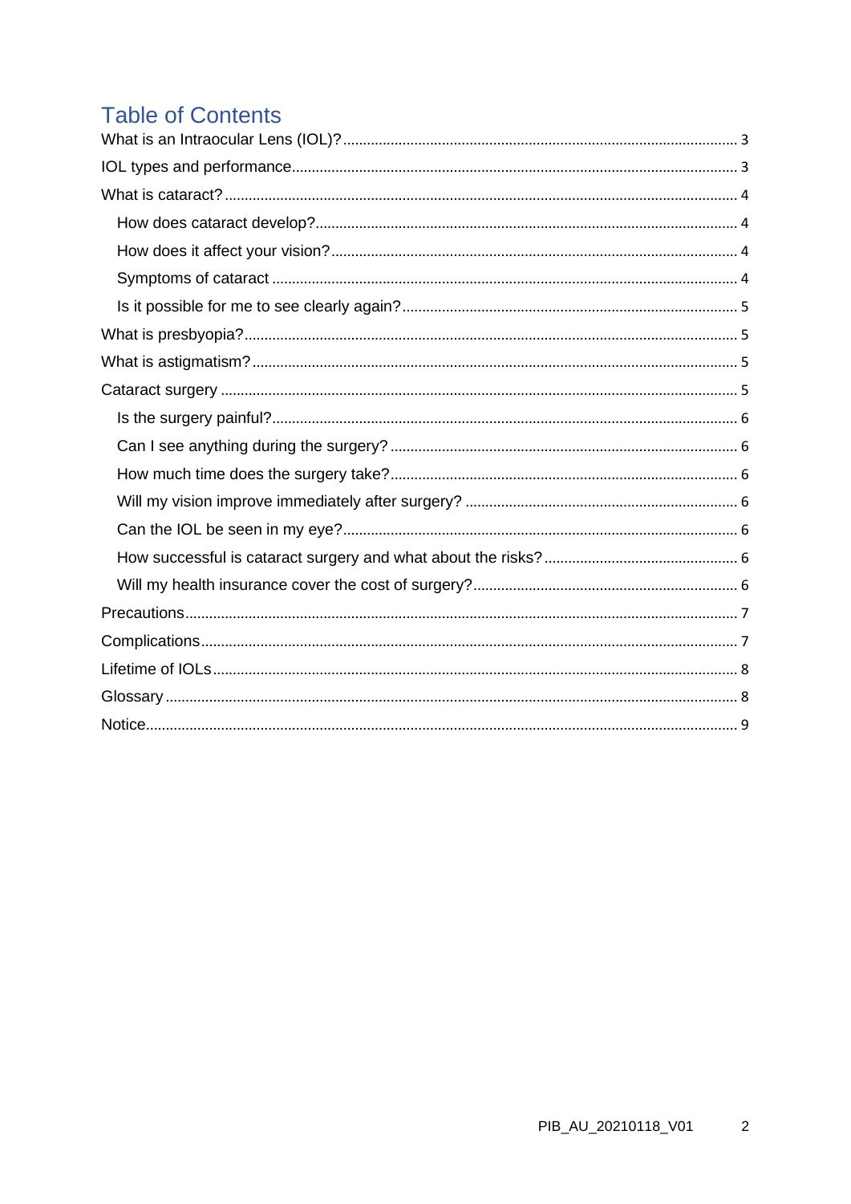# Table of Contents

- What is an Intraocular Lens (IOL)? .......... 3
- IOL types and performance .......... 3
- What is cataract? .......... 4
  - How does cataract develop? .......... 4
  - How does it affect your vision? .......... 4
  - Symptoms of cataract .......... 4
  - Is it possible for me to see clearly again? .......... 5
- What is presbyopia? .......... 5
- What is astigmatism? .......... 5
- Cataract surgery .......... 5
  - Is the surgery painful? .......... 6
  - Can I see anything during the surgery? .......... 6
  - How much time does the surgery take? .......... 6
  - Will my vision improve immediately after surgery? .......... 6
  - Can the IOL be seen in my eye? .......... 6
  - How successful is cataract surgery and what about the risks? .......... 6
  - Will my health insurance cover the cost of surgery? .......... 6
- Precautions .......... 7
- Complications .......... 7
- Lifetime of IOLs .......... 8
- Glossary .......... 8
- Notice .......... 9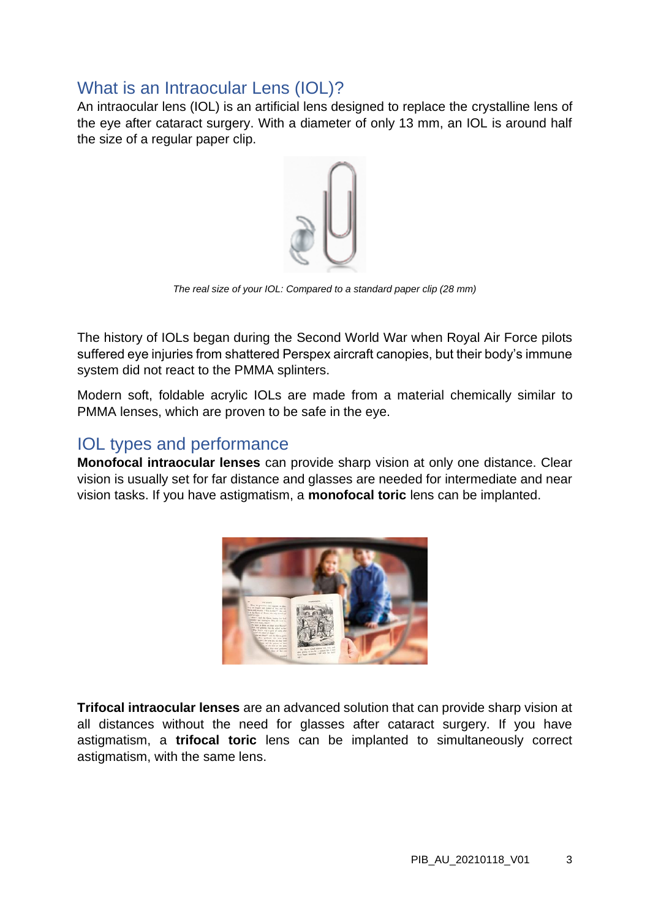## What is an Intraocular Lens (IOL)?

An intraocular lens (IOL) is an artificial lens designed to replace the crystalline lens of the eye after cataract surgery. With a diameter of only 13 mm, an IOL is around half the size of a regular paper clip.

*The real size of your IOL: Compared to a standard paper clip (28 mm)*

The history of IOLs began during the Second World War when Royal Air Force pilots suffered eye injuries from shattered Perspex aircraft canopies, but their body's immune system did not react to the PMMA splinters.

Modern soft, foldable acrylic IOLs are made from a material chemically similar to PMMA lenses, which are proven to be safe in the eye.

## IOL types and performance

**Monofocal intraocular lenses** can provide sharp vision at only one distance. Clear vision is usually set for far distance and glasses are needed for intermediate and near vision tasks. If you have astigmatism, a **monofocal toric** lens can be implanted.

**Trifocal intraocular lenses** are an advanced solution that can provide sharp vision at all distances without the need for glasses after cataract surgery. If you have astigmatism, a **trifocal toric** lens can be implanted to simultaneously correct astigmatism, with the same lens.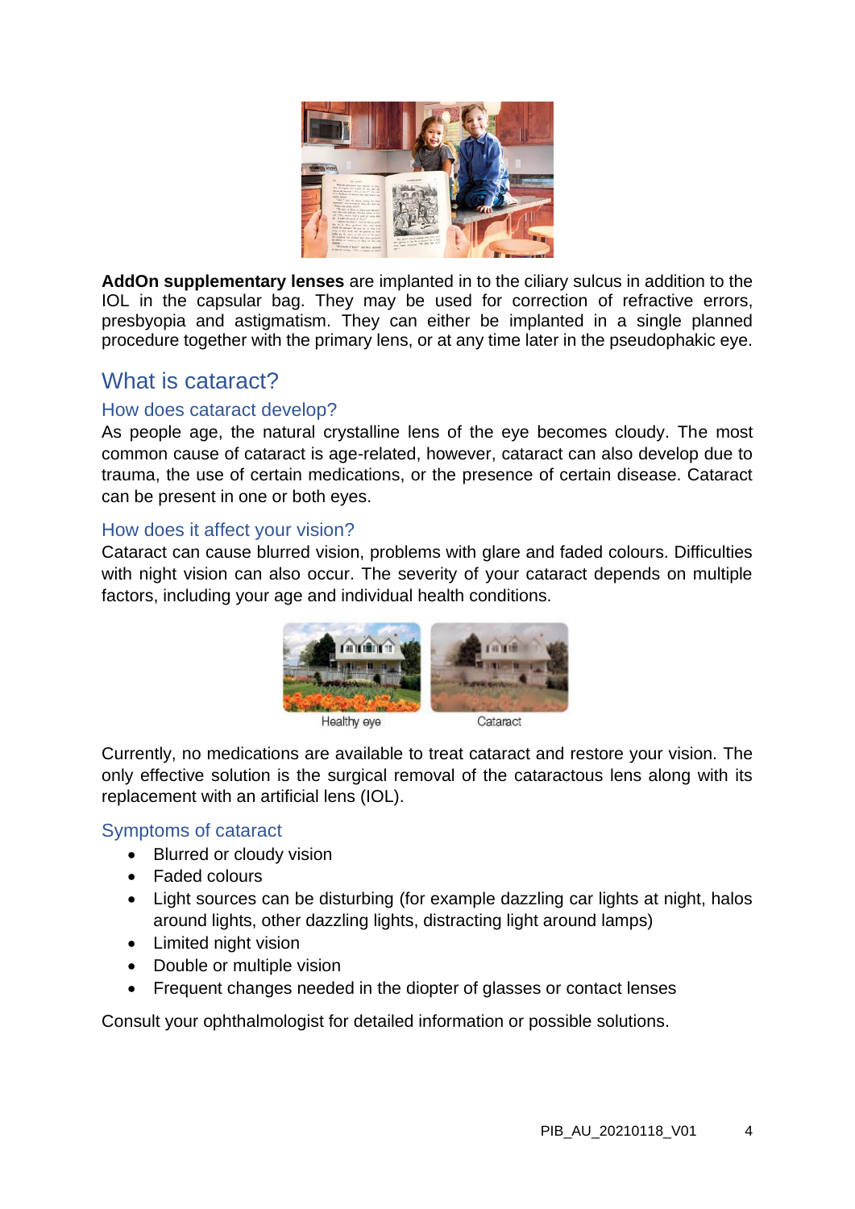**AddOn supplementary lenses** are implanted in to the ciliary sulcus in addition to the IOL in the capsular bag. They may be used for correction of refractive errors, presbyopia and astigmatism. They can either be implanted in a single planned procedure together with the primary lens, or at any time later in the pseudophakic eye.

## What is cataract?

### How does cataract develop?

As people age, the natural crystalline lens of the eye becomes cloudy. The most common cause of cataract is age-related, however, cataract can also develop due to trauma, the use of certain medications, or the presence of certain disease. Cataract can be present in one or both eyes.

### How does it affect your vision?

Cataract can cause blurred vision, problems with glare and faded colours. Difficulties with night vision can also occur. The severity of your cataract depends on multiple factors, including your age and individual health conditions.

Healthy eye    Cataract

Currently, no medications are available to treat cataract and restore your vision. The only effective solution is the surgical removal of the cataractous lens along with its replacement with an artificial lens (IOL).

### Symptoms of cataract

- Blurred or cloudy vision
- Faded colours
- Light sources can be disturbing (for example dazzling car lights at night, halos around lights, other dazzling lights, distracting light around lamps)
- Limited night vision
- Double or multiple vision
- Frequent changes needed in the diopter of glasses or contact lenses

Consult your ophthalmologist for detailed information or possible solutions.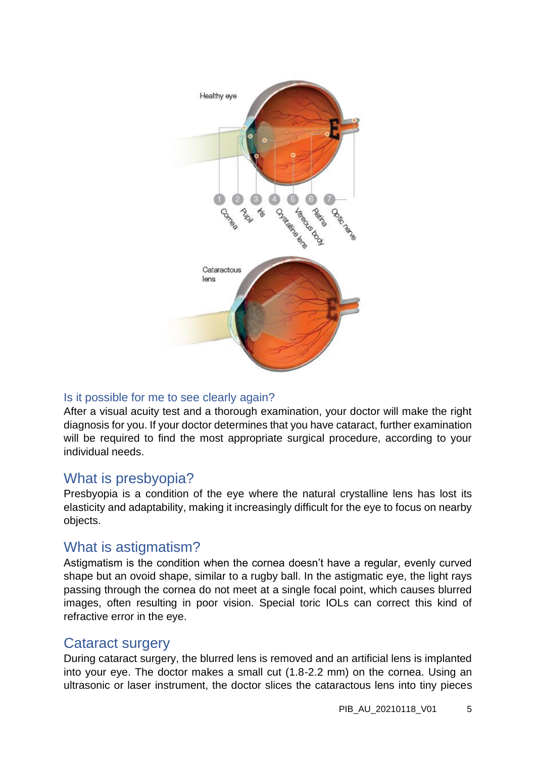### Is it possible for me to see clearly again?

After a visual acuity test and a thorough examination, your doctor will make the right diagnosis for you. If your doctor determines that you have cataract, further examination will be required to find the most appropriate surgical procedure, according to your individual needs.

## What is presbyopia?

Presbyopia is a condition of the eye where the natural crystalline lens has lost its elasticity and adaptability, making it increasingly difficult for the eye to focus on nearby objects.

## What is astigmatism?

Astigmatism is the condition when the cornea doesn't have a regular, evenly curved shape but an ovoid shape, similar to a rugby ball. In the astigmatic eye, the light rays passing through the cornea do not meet at a single focal point, which causes blurred images, often resulting in poor vision. Special toric IOLs can correct this kind of refractive error in the eye.

## Cataract surgery

During cataract surgery, the blurred lens is removed and an artificial lens is implanted into your eye. The doctor makes a small cut (1.8-2.2 mm) on the cornea. Using an ultrasonic or laser instrument, the doctor slices the cataractous lens into tiny pieces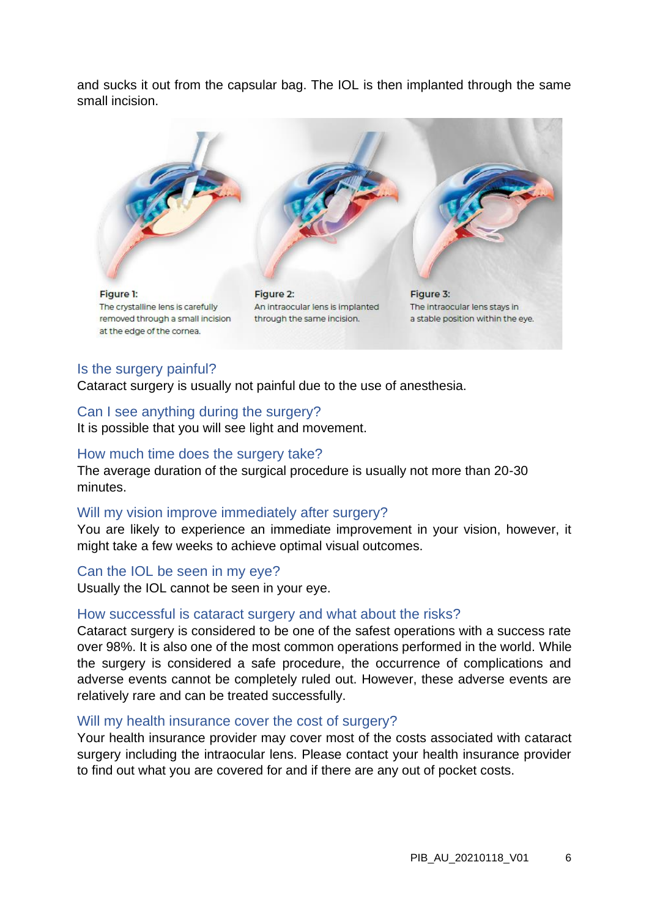and sucks it out from the capsular bag. The IOL is then implanted through the same small incision.

**Figure 1:**
The crystalline lens is carefully removed through a small incision at the edge of the cornea.

**Figure 2:**
An intraocular lens is implanted through the same incision.

**Figure 3:**
The intraocular lens stays in a stable position within the eye.

### Is the surgery painful?

Cataract surgery is usually not painful due to the use of anesthesia.

### Can I see anything during the surgery?

It is possible that you will see light and movement.

### How much time does the surgery take?

The average duration of the surgical procedure is usually not more than 20-30 minutes.

### Will my vision improve immediately after surgery?

You are likely to experience an immediate improvement in your vision, however, it might take a few weeks to achieve optimal visual outcomes.

### Can the IOL be seen in my eye?

Usually the IOL cannot be seen in your eye.

### How successful is cataract surgery and what about the risks?

Cataract surgery is considered to be one of the safest operations with a success rate over 98%. It is also one of the most common operations performed in the world. While the surgery is considered a safe procedure, the occurrence of complications and adverse events cannot be completely ruled out. However, these adverse events are relatively rare and can be treated successfully.

### Will my health insurance cover the cost of surgery?

Your health insurance provider may cover most of the costs associated with cataract surgery including the intraocular lens. Please contact your health insurance provider to find out what you are covered for and if there are any out of pocket costs.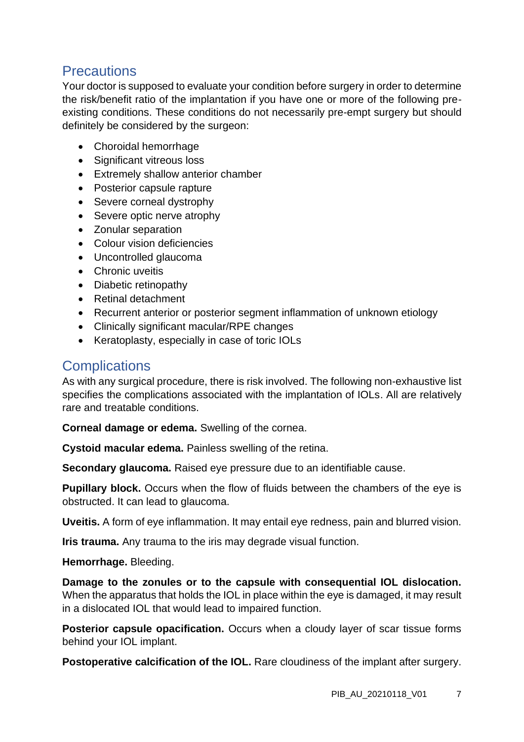## Precautions

Your doctor is supposed to evaluate your condition before surgery in order to determine the risk/benefit ratio of the implantation if you have one or more of the following pre-existing conditions. These conditions do not necessarily pre-empt surgery but should definitely be considered by the surgeon:

- Choroidal hemorrhage
- Significant vitreous loss
- Extremely shallow anterior chamber
- Posterior capsule rapture
- Severe corneal dystrophy
- Severe optic nerve atrophy
- Zonular separation
- Colour vision deficiencies
- Uncontrolled glaucoma
- Chronic uveitis
- Diabetic retinopathy
- Retinal detachment
- Recurrent anterior or posterior segment inflammation of unknown etiology
- Clinically significant macular/RPE changes
- Keratoplasty, especially in case of toric IOLs

## Complications

As with any surgical procedure, there is risk involved. The following non-exhaustive list specifies the complications associated with the implantation of IOLs. All are relatively rare and treatable conditions.

**Corneal damage or edema.** Swelling of the cornea.

**Cystoid macular edema.** Painless swelling of the retina.

**Secondary glaucoma.** Raised eye pressure due to an identifiable cause.

**Pupillary block.** Occurs when the flow of fluids between the chambers of the eye is obstructed. It can lead to glaucoma.

**Uveitis.** A form of eye inflammation. It may entail eye redness, pain and blurred vision.

**Iris trauma.** Any trauma to the iris may degrade visual function.

**Hemorrhage.** Bleeding.

**Damage to the zonules or to the capsule with consequential IOL dislocation.** When the apparatus that holds the IOL in place within the eye is damaged, it may result in a dislocated IOL that would lead to impaired function.

**Posterior capsule opacification.** Occurs when a cloudy layer of scar tissue forms behind your IOL implant.

**Postoperative calcification of the IOL.** Rare cloudiness of the implant after surgery.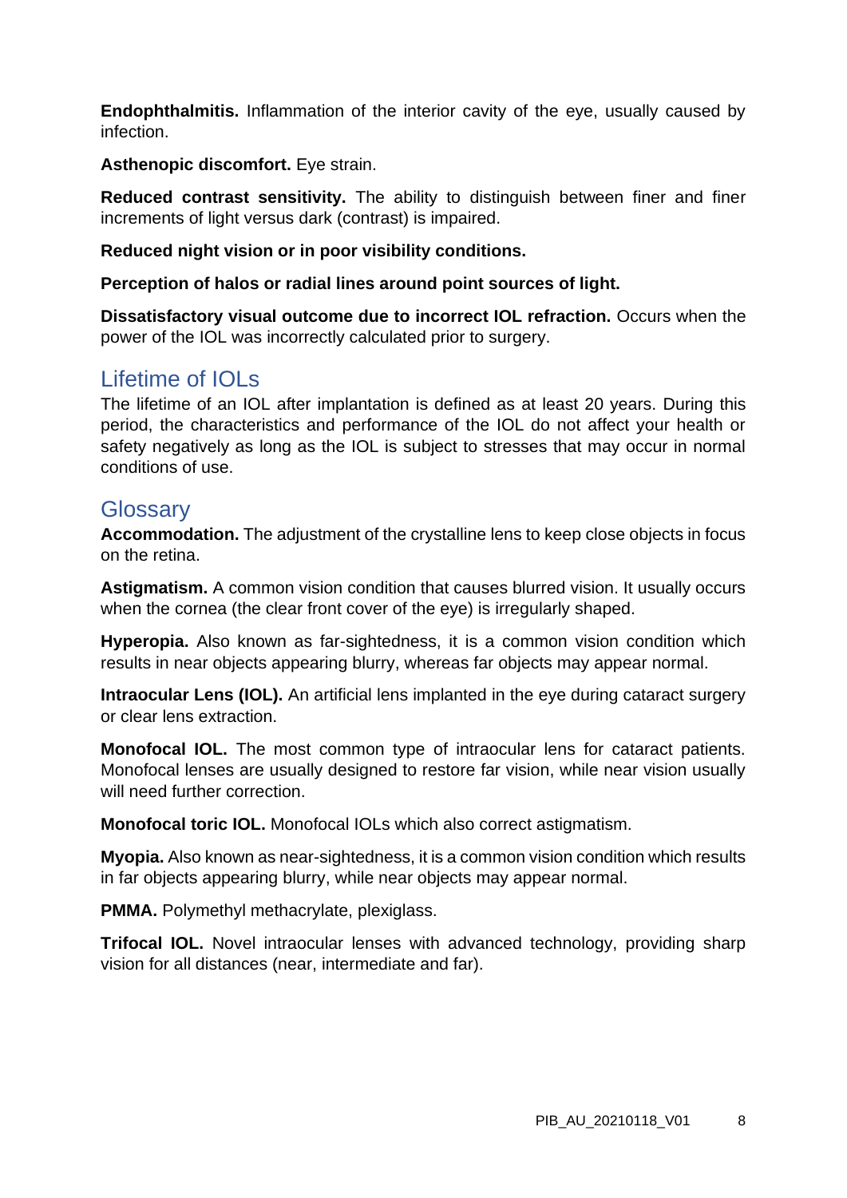**Endophthalmitis.** Inflammation of the interior cavity of the eye, usually caused by infection.

**Asthenopic discomfort.** Eye strain.

**Reduced contrast sensitivity.** The ability to distinguish between finer and finer increments of light versus dark (contrast) is impaired.

**Reduced night vision or in poor visibility conditions.**

**Perception of halos or radial lines around point sources of light.**

**Dissatisfactory visual outcome due to incorrect IOL refraction.** Occurs when the power of the IOL was incorrectly calculated prior to surgery.

## Lifetime of IOLs

The lifetime of an IOL after implantation is defined as at least 20 years. During this period, the characteristics and performance of the IOL do not affect your health or safety negatively as long as the IOL is subject to stresses that may occur in normal conditions of use.

## Glossary

**Accommodation.** The adjustment of the crystalline lens to keep close objects in focus on the retina.

**Astigmatism.** A common vision condition that causes blurred vision. It usually occurs when the cornea (the clear front cover of the eye) is irregularly shaped.

**Hyperopia.** Also known as far-sightedness, it is a common vision condition which results in near objects appearing blurry, whereas far objects may appear normal.

**Intraocular Lens (IOL).** An artificial lens implanted in the eye during cataract surgery or clear lens extraction.

**Monofocal IOL.** The most common type of intraocular lens for cataract patients. Monofocal lenses are usually designed to restore far vision, while near vision usually will need further correction.

**Monofocal toric IOL.** Monofocal IOLs which also correct astigmatism.

**Myopia.** Also known as near-sightedness, it is a common vision condition which results in far objects appearing blurry, while near objects may appear normal.

**PMMA.** Polymethyl methacrylate, plexiglass.

**Trifocal IOL.** Novel intraocular lenses with advanced technology, providing sharp vision for all distances (near, intermediate and far).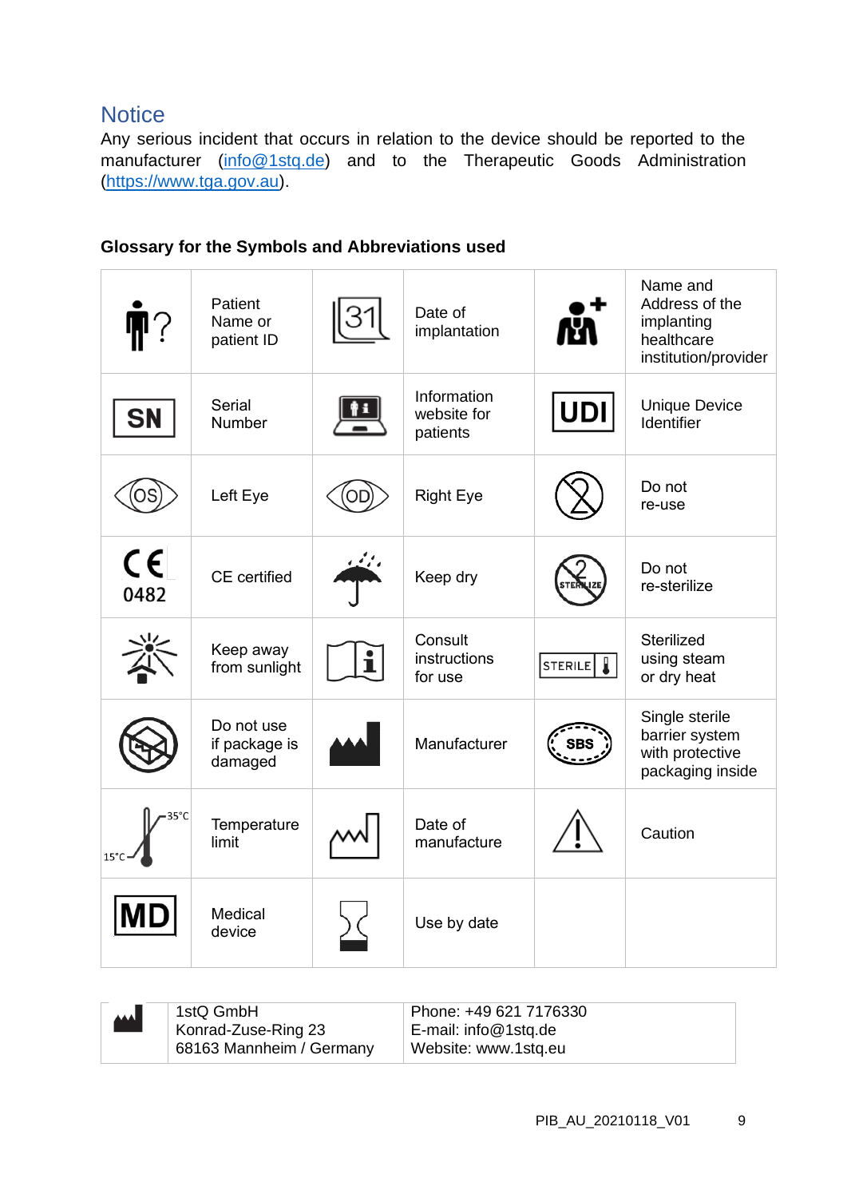## Notice

Any serious incident that occurs in relation to the device should be reported to the manufacturer (info@1stq.de) and to the Therapeutic Goods Administration (https://www.tga.gov.au).

### Glossary for the Symbols and Abbreviations used

| | | | | | |
|---|---|---|---|---|---|
| | Patient Name or patient ID | 31 | Date of implantation | | Name and Address of the implanting healthcare institution/provider |
| SN | Serial Number | | Information website for patients | UDI | Unique Device Identifier |
| OS | Left Eye | OD | Right Eye | | Do not re-use |
| CE 0482 | CE certified | | Keep dry | STERILIZE | Do not re-sterilize |
| | Keep away from sunlight | | Consult instructions for use | STERILE | Sterilized using steam or dry heat |
| | Do not use if package is damaged | | Manufacturer | SBS | Single sterile barrier system with protective packaging inside |
| 15°C 35°C | Temperature limit | | Date of manufacture | | Caution |
| MD | Medical device | | Use by date | | |

| | | |
|---|---|---|
| | 1stQ GmbH<br>Konrad-Zuse-Ring 23<br>68163 Mannheim / Germany | Phone: +49 621 7176330<br>E-mail: info@1stq.de<br>Website: www.1stq.eu |

PIB_AU_20210118_V01